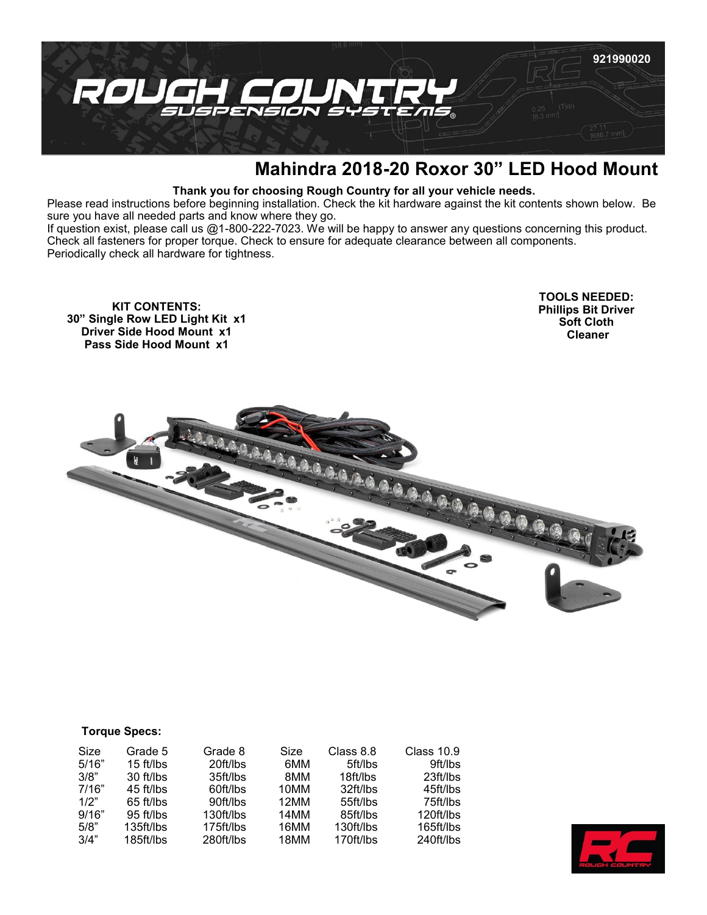921990020

# Mahindra 2018-20 Roxor 30” LED Hood Mount

**Thank you for choosing Rough Country for all your vehicle needs.**

Please read instructions before beginning installation. Check the kit hardware against the kit contents shown below. Be sure you have all needed parts and know where they go.

If question exist, please call us @1-800-222-7023. We will be happy to answer any questions concerning this product. Check all fasteners for proper torque. Check to ensure for adequate clearance between all components. Periodically check all hardware for tightness.

**KIT CONTENTS:**
**30” Single Row LED Light Kit x1**
**Driver Side Hood Mount x1**
**Pass Side Hood Mount x1**

**TOOLS NEEDED:**
**Phillips Bit Driver**
**Soft Cloth**
**Cleaner**

**Torque Specs:**

| Size | Grade 5 | Grade 8 | Size | Class 8.8 | Class 10.9 |
|---|---|---|---|---|---|
| 5/16” | 15 ft/lbs | 20ft/lbs | 6MM | 5ft/lbs | 9ft/lbs |
| 3/8” | 30 ft/lbs | 35ft/lbs | 8MM | 18ft/lbs | 23ft/lbs |
| 7/16” | 45 ft/lbs | 60ft/lbs | 10MM | 32ft/lbs | 45ft/lbs |
| 1/2” | 65 ft/lbs | 90ft/lbs | 12MM | 55ft/lbs | 75ft/lbs |
| 9/16” | 95 ft/lbs | 130ft/lbs | 14MM | 85ft/lbs | 120ft/lbs |
| 5/8” | 135ft/lbs | 175ft/lbs | 16MM | 130ft/lbs | 165ft/lbs |
| 3/4” | 185ft/lbs | 280ft/lbs | 18MM | 170ft/lbs | 240ft/lbs |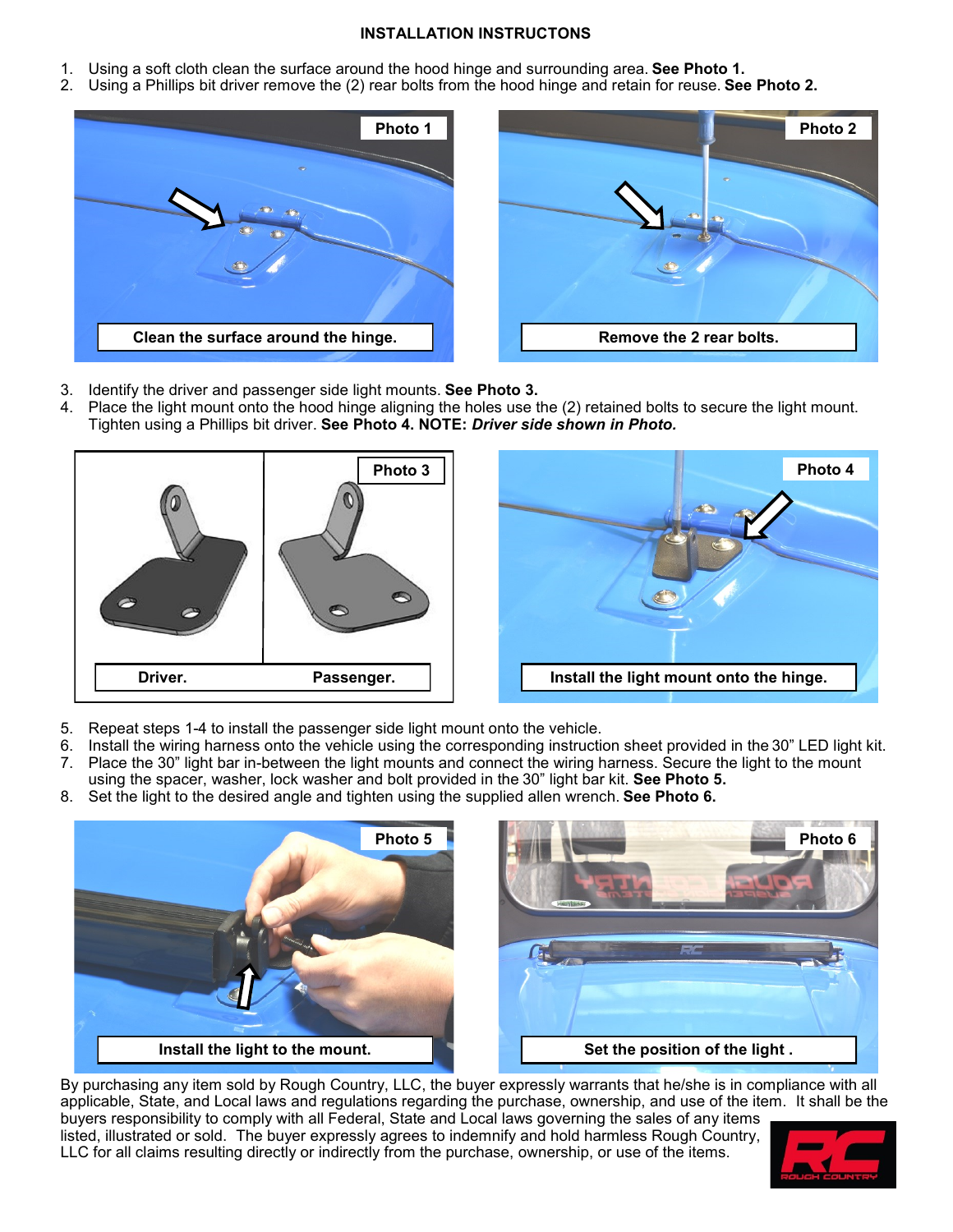# INSTALLATION INSTRUCTONS

1. Using a soft cloth clean the surface around the hood hinge and surrounding area. **See Photo 1.**
2. Using a Phillips bit driver remove the (2) rear bolts from the hood hinge and retain for reuse. **See Photo 2.**

**Photo 1**

**Clean the surface around the hinge.**

**Photo 2**

**Remove the 2 rear bolts.**

3. Identify the driver and passenger side light mounts. **See Photo 3.**
4. Place the light mount onto the hood hinge aligning the holes use the (2) retained bolts to secure the light mount. Tighten using a Phillips bit driver. **See Photo 4. NOTE:** ***Driver side shown in Photo.***

**Photo 3**

**Driver.** **Passenger.**

**Photo 4**

**Install the light mount onto the hinge.**

5. Repeat steps 1-4 to install the passenger side light mount onto the vehicle.
6. Install the wiring harness onto the vehicle using the corresponding instruction sheet provided in the 30" LED light kit.
7. Place the 30" light bar in-between the light mounts and connect the wiring harness. Secure the light to the mount using the spacer, washer, lock washer and bolt provided in the 30" light bar kit. **See Photo 5.**
8. Set the light to the desired angle and tighten using the supplied allen wrench. **See Photo 6.**

**Photo 5**

**Install the light to the mount.**

**Photo 6**

**Set the position of the light .**

By purchasing any item sold by Rough Country, LLC, the buyer expressly warrants that he/she is in compliance with all applicable, State, and Local laws and regulations regarding the purchase, ownership, and use of the item. It shall be the buyers responsibility to comply with all Federal, State and Local laws governing the sales of any items listed, illustrated or sold. The buyer expressly agrees to indemnify and hold harmless Rough Country, LLC for all claims resulting directly or indirectly from the purchase, ownership, or use of the items.